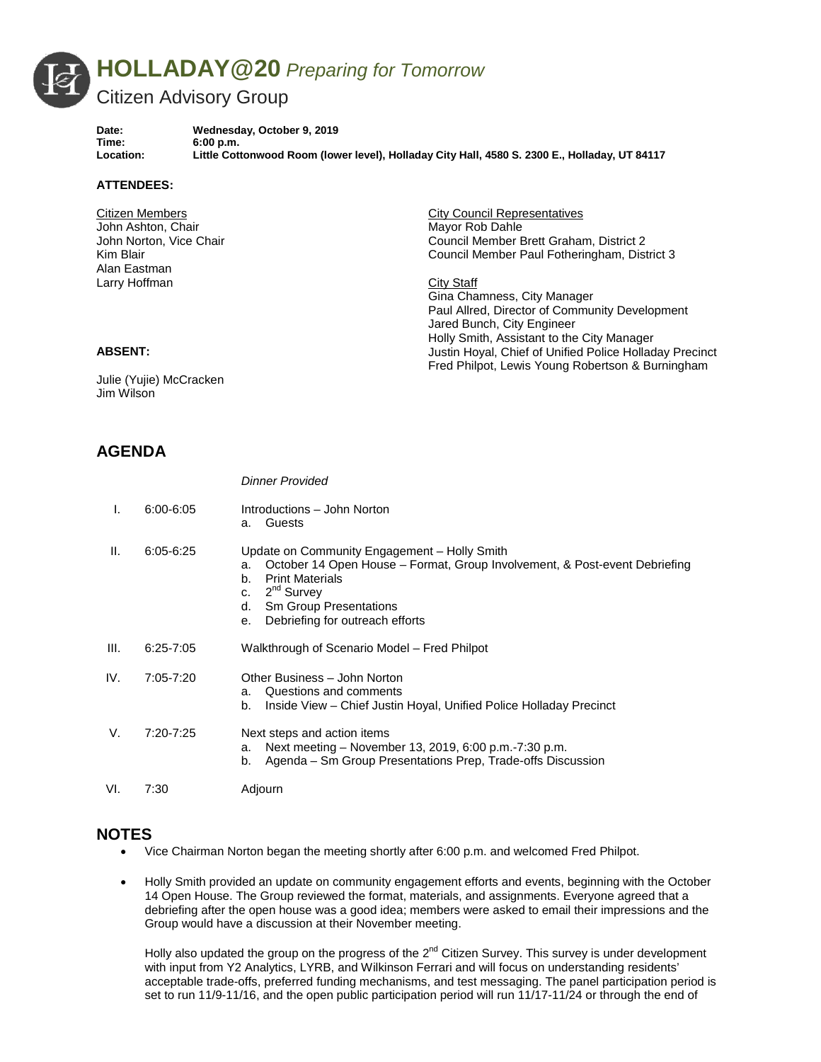# HOLLADAY@20 *Preparing for Tomorrow*

## Citizen Advisory Group

**Date:** Wednesday, October 9, 2019
**Time:** 6:00 p.m.
**Location:** Little Cottonwood Room (lower level), Holladay City Hall, 4580 S. 2300 E., Holladay, UT 84117

**ATTENDEES:**

Citizen Members
John Ashton, Chair
John Norton, Vice Chair
Kim Blair
Alan Eastman
Larry Hoffman

City Council Representatives
Mayor Rob Dahle
Council Member Brett Graham, District 2
Council Member Paul Fotheringham, District 3

City Staff
Gina Chamness, City Manager
Paul Allred, Director of Community Development
Jared Bunch, City Engineer
Holly Smith, Assistant to the City Manager
Justin Hoyal, Chief of Unified Police Holladay Precinct
Fred Philpot, Lewis Young Robertson & Burningham

**ABSENT:**

Julie (Yujie) McCracken
Jim Wilson

## AGENDA

*Dinner Provided*

| | | |
|---|---|---|
| I. | 6:00-6:05 | Introductions – John Norton<br>a. Guests |
| II. | 6:05-6:25 | Update on Community Engagement – Holly Smith<br>a. October 14 Open House – Format, Group Involvement, & Post-event Debriefing<br>b. Print Materials<br>c. 2nd Survey<br>d. Sm Group Presentations<br>e. Debriefing for outreach efforts |
| III. | 6:25-7:05 | Walkthrough of Scenario Model – Fred Philpot |
| IV. | 7:05-7:20 | Other Business – John Norton<br>a. Questions and comments<br>b. Inside View – Chief Justin Hoyal, Unified Police Holladay Precinct |
| V. | 7:20-7:25 | Next steps and action items<br>a. Next meeting – November 13, 2019, 6:00 p.m.-7:30 p.m.<br>b. Agenda – Sm Group Presentations Prep, Trade-offs Discussion |
| VI. | 7:30 | Adjourn |

## NOTES

- Vice Chairman Norton began the meeting shortly after 6:00 p.m. and welcomed Fred Philpot.

- Holly Smith provided an update on community engagement efforts and events, beginning with the October 14 Open House. The Group reviewed the format, materials, and assignments. Everyone agreed that a debriefing after the open house was a good idea; members were asked to email their impressions and the Group would have a discussion at their November meeting.

  Holly also updated the group on the progress of the 2nd Citizen Survey. This survey is under development with input from Y2 Analytics, LYRB, and Wilkinson Ferrari and will focus on understanding residents' acceptable trade-offs, preferred funding mechanisms, and test messaging. The panel participation period is set to run 11/9-11/16, and the open public participation period will run 11/17-11/24 or through the end of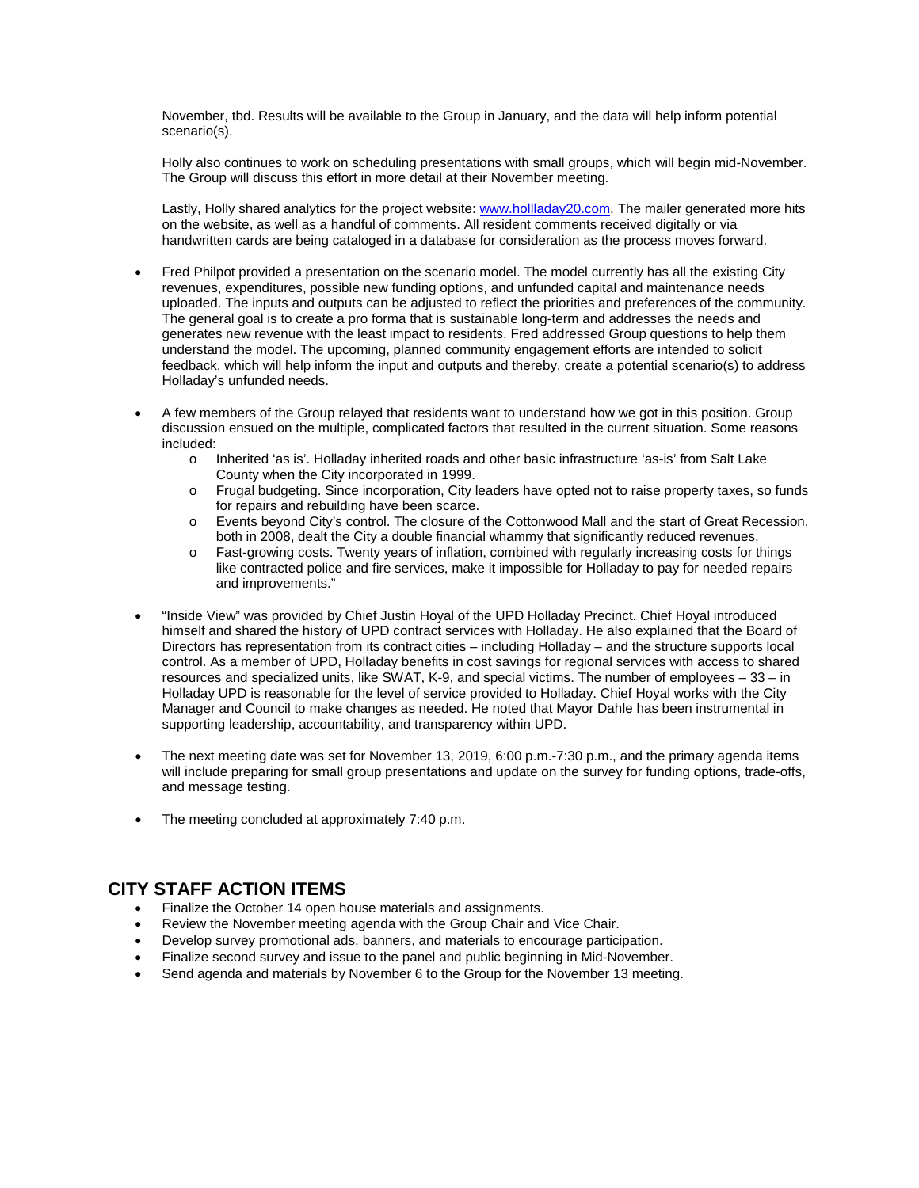November, tbd. Results will be available to the Group in January, and the data will help inform potential scenario(s).

Holly also continues to work on scheduling presentations with small groups, which will begin mid-November. The Group will discuss this effort in more detail at their November meeting.

Lastly, Holly shared analytics for the project website: [www.hollladay20.com](www.hollladay20.com). The mailer generated more hits on the website, as well as a handful of comments. All resident comments received digitally or via handwritten cards are being cataloged in a database for consideration as the process moves forward.

- Fred Philpot provided a presentation on the scenario model. The model currently has all the existing City revenues, expenditures, possible new funding options, and unfunded capital and maintenance needs uploaded. The inputs and outputs can be adjusted to reflect the priorities and preferences of the community. The general goal is to create a pro forma that is sustainable long-term and addresses the needs and generates new revenue with the least impact to residents. Fred addressed Group questions to help them understand the model. The upcoming, planned community engagement efforts are intended to solicit feedback, which will help inform the input and outputs and thereby, create a potential scenario(s) to address Holladay's unfunded needs.

- A few members of the Group relayed that residents want to understand how we got in this position. Group discussion ensued on the multiple, complicated factors that resulted in the current situation. Some reasons included:
  - Inherited 'as is'. Holladay inherited roads and other basic infrastructure 'as-is' from Salt Lake County when the City incorporated in 1999.
  - Frugal budgeting. Since incorporation, City leaders have opted not to raise property taxes, so funds for repairs and rebuilding have been scarce.
  - Events beyond City's control. The closure of the Cottonwood Mall and the start of Great Recession, both in 2008, dealt the City a double financial whammy that significantly reduced revenues.
  - Fast-growing costs. Twenty years of inflation, combined with regularly increasing costs for things like contracted police and fire services, make it impossible for Holladay to pay for needed repairs and improvements."

- "Inside View" was provided by Chief Justin Hoyal of the UPD Holladay Precinct. Chief Hoyal introduced himself and shared the history of UPD contract services with Holladay. He also explained that the Board of Directors has representation from its contract cities – including Holladay – and the structure supports local control. As a member of UPD, Holladay benefits in cost savings for regional services with access to shared resources and specialized units, like SWAT, K-9, and special victims. The number of employees – 33 – in Holladay UPD is reasonable for the level of service provided to Holladay. Chief Hoyal works with the City Manager and Council to make changes as needed. He noted that Mayor Dahle has been instrumental in supporting leadership, accountability, and transparency within UPD.

- The next meeting date was set for November 13, 2019, 6:00 p.m.-7:30 p.m., and the primary agenda items will include preparing for small group presentations and update on the survey for funding options, trade-offs, and message testing.

- The meeting concluded at approximately 7:40 p.m.

## CITY STAFF ACTION ITEMS

- Finalize the October 14 open house materials and assignments.
- Review the November meeting agenda with the Group Chair and Vice Chair.
- Develop survey promotional ads, banners, and materials to encourage participation.
- Finalize second survey and issue to the panel and public beginning in Mid-November.
- Send agenda and materials by November 6 to the Group for the November 13 meeting.